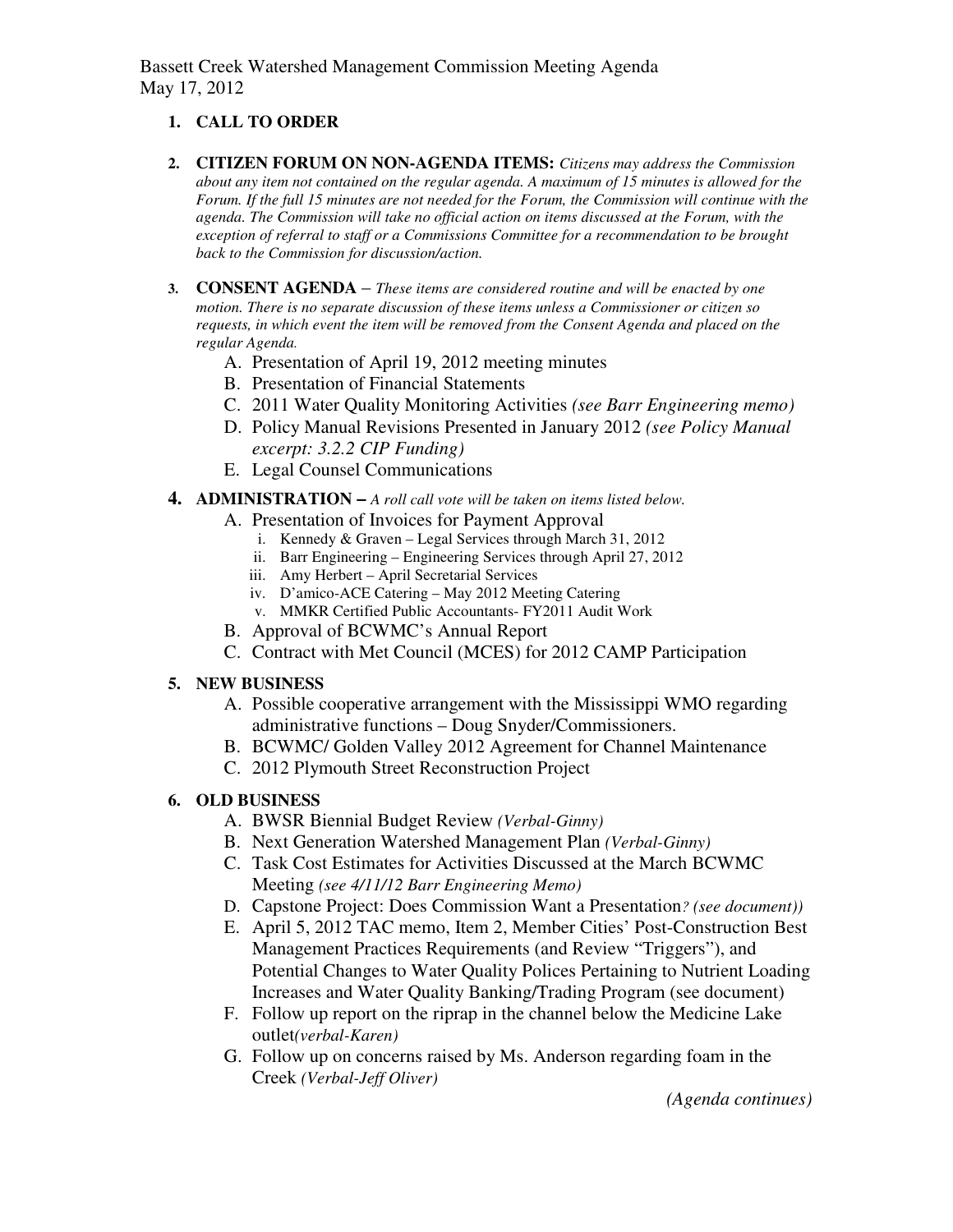Bassett Creek Watershed Management Commission Meeting Agenda
May 17, 2012

1. **CALL TO ORDER**

2. **CITIZEN FORUM ON NON-AGENDA ITEMS:** *Citizens may address the Commission about any item not contained on the regular agenda. A maximum of 15 minutes is allowed for the Forum. If the full 15 minutes are not needed for the Forum, the Commission will continue with the agenda. The Commission will take no official action on items discussed at the Forum, with the exception of referral to staff or a Commissions Committee for a recommendation to be brought back to the Commission for discussion/action.*

3. **CONSENT AGENDA** – *These items are considered routine and will be enacted by one motion. There is no separate discussion of these items unless a Commissioner or citizen so requests, in which event the item will be removed from the Consent Agenda and placed on the regular Agenda.*
   A. Presentation of April 19, 2012 meeting minutes
   B. Presentation of Financial Statements
   C. 2011 Water Quality Monitoring Activities *(see Barr Engineering memo)*
   D. Policy Manual Revisions Presented in January 2012 *(see Policy Manual excerpt: 3.2.2 CIP Funding)*
   E. Legal Counsel Communications

4. **ADMINISTRATION –** *A roll call vote will be taken on items listed below.*
   A. Presentation of Invoices for Payment Approval
      i. Kennedy & Graven – Legal Services through March 31, 2012
      ii. Barr Engineering – Engineering Services through April 27, 2012
      iii. Amy Herbert – April Secretarial Services
      iv. D'amico-ACE Catering – May 2012 Meeting Catering
      v. MMKR Certified Public Accountants- FY2011 Audit Work
   B. Approval of BCWMC's Annual Report
   C. Contract with Met Council (MCES) for 2012 CAMP Participation

5. **NEW BUSINESS**
   A. Possible cooperative arrangement with the Mississippi WMO regarding administrative functions – Doug Snyder/Commissioners.
   B. BCWMC/ Golden Valley 2012 Agreement for Channel Maintenance
   C. 2012 Plymouth Street Reconstruction Project

6. **OLD BUSINESS**
   A. BWSR Biennial Budget Review *(Verbal-Ginny)*
   B. Next Generation Watershed Management Plan *(Verbal-Ginny)*
   C. Task Cost Estimates for Activities Discussed at the March BCWMC Meeting *(see 4/11/12 Barr Engineering Memo)*
   D. Capstone Project: Does Commission Want a Presentation*? (see document))*
   E. April 5, 2012 TAC memo, Item 2, Member Cities' Post-Construction Best Management Practices Requirements (and Review "Triggers"), and Potential Changes to Water Quality Polices Pertaining to Nutrient Loading Increases and Water Quality Banking/Trading Program (see document)
   F. Follow up report on the riprap in the channel below the Medicine Lake outlet*(verbal-Karen)*
   G. Follow up on concerns raised by Ms. Anderson regarding foam in the Creek *(Verbal-Jeff Oliver)*

*(Agenda continues)*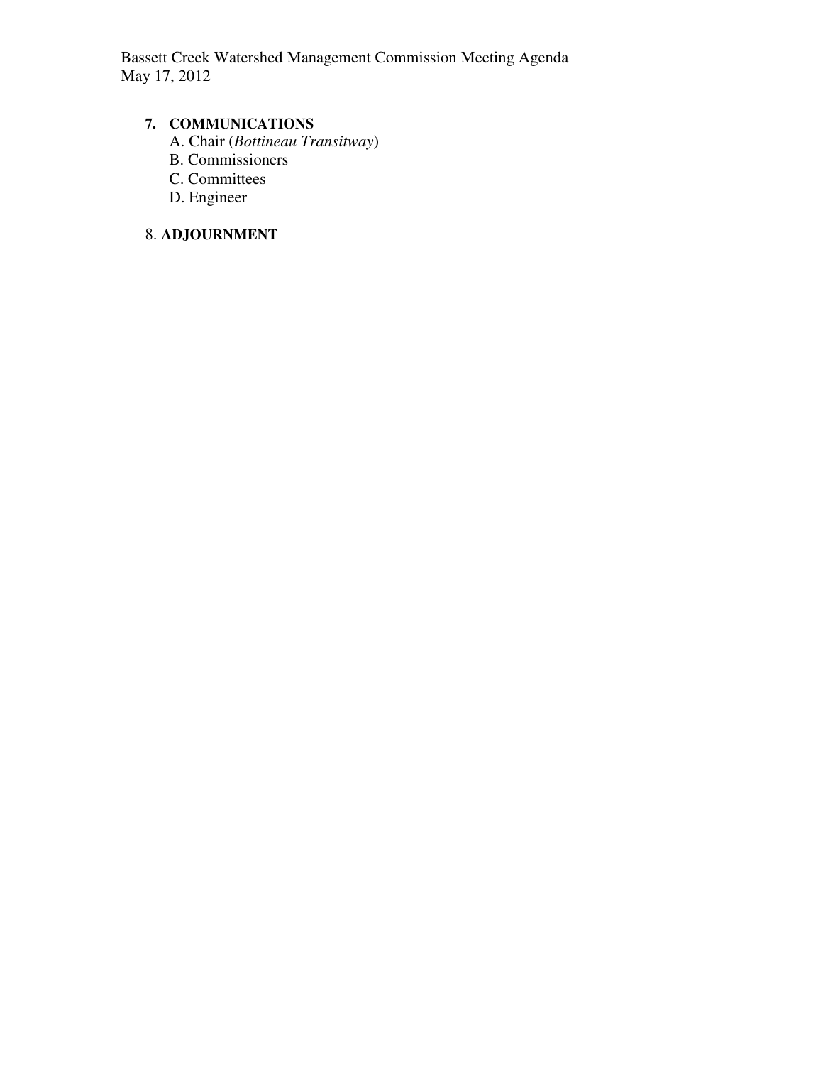7. **COMMUNICATIONS**
   A. Chair (*Bottineau Transitway*)
   B. Commissioners
   C. Committees
   D. Engineer

8. **ADJOURNMENT**